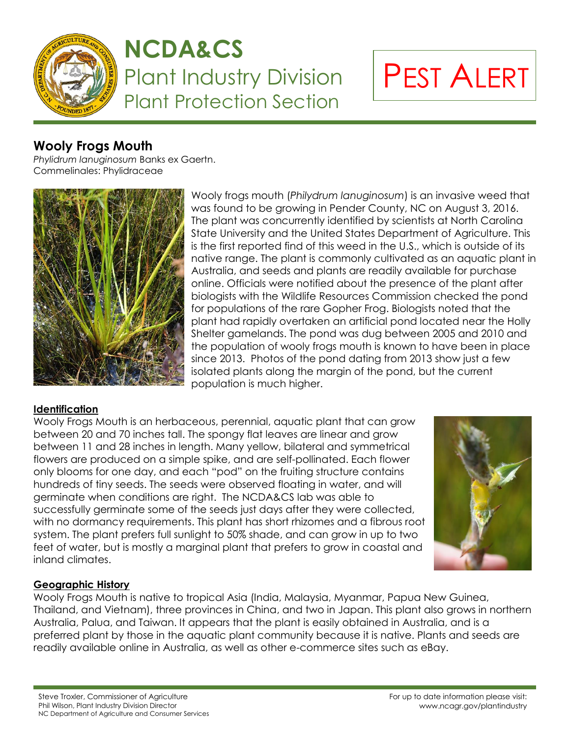# NCDA&CS

## Plant Industry Division

## Plant Protection Section

PEST ALERT

## Wooly Frogs Mouth

*Phylidrum lanuginosum* Banks ex Gaertn.
Commelinales: Phylidraceae

Wooly frogs mouth (*Philydrum lanuginosum*) is an invasive weed that was found to be growing in Pender County, NC on August 3, 2016. The plant was concurrently identified by scientists at North Carolina State University and the United States Department of Agriculture. This is the first reported find of this weed in the U.S., which is outside of its native range. The plant is commonly cultivated as an aquatic plant in Australia, and seeds and plants are readily available for purchase online. Officials were notified about the presence of the plant after biologists with the Wildlife Resources Commission checked the pond for populations of the rare Gopher Frog. Biologists noted that the plant had rapidly overtaken an artificial pond located near the Holly Shelter gamelands. The pond was dug between 2005 and 2010 and the population of wooly frogs mouth is known to have been in place since 2013. Photos of the pond dating from 2013 show just a few isolated plants along the margin of the pond, but the current population is much higher.

### Identification

Wooly Frogs Mouth is an herbaceous, perennial, aquatic plant that can grow between 20 and 70 inches tall. The spongy flat leaves are linear and grow between 11 and 28 inches in length. Many yellow, bilateral and symmetrical flowers are produced on a simple spike, and are self-pollinated. Each flower only blooms for one day, and each "pod" on the fruiting structure contains hundreds of tiny seeds. The seeds were observed floating in water, and will germinate when conditions are right. The NCDA&CS lab was able to successfully germinate some of the seeds just days after they were collected, with no dormancy requirements. This plant has short rhizomes and a fibrous root system. The plant prefers full sunlight to 50% shade, and can grow in up to two feet of water, but is mostly a marginal plant that prefers to grow in coastal and inland climates.

### Geographic History

Wooly Frogs Mouth is native to tropical Asia (India, Malaysia, Myanmar, Papua New Guinea, Thailand, and Vietnam), three provinces in China, and two in Japan. This plant also grows in northern Australia, Palua, and Taiwan. It appears that the plant is easily obtained in Australia, and is a preferred plant by those in the aquatic plant community because it is native. Plants and seeds are readily available online in Australia, as well as other e-commerce sites such as eBay.

Steve Troxler, Commissioner of Agriculture
Phil Wilson, Plant Industry Division Director
NC Department of Agriculture and Consumer Services

For up to date information please visit:
www.ncagr.gov/plantindustry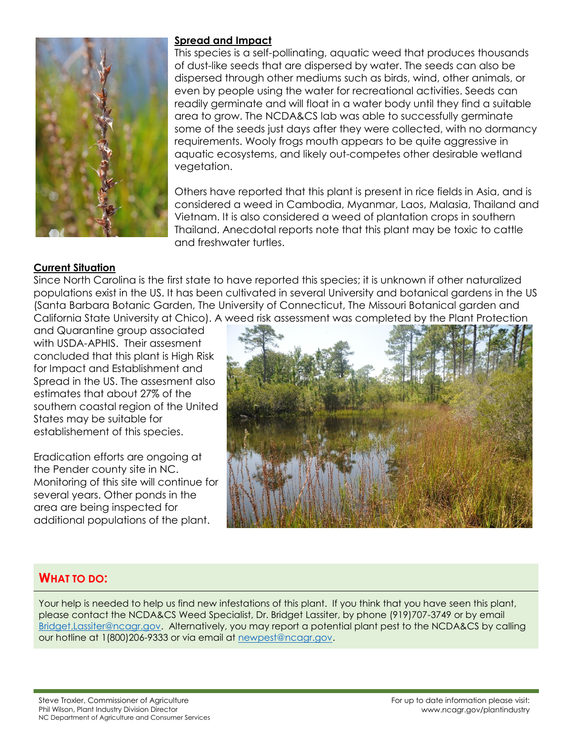## Spread and Impact

This species is a self-pollinating, aquatic weed that produces thousands of dust-like seeds that are dispersed by water. The seeds can also be dispersed through other mediums such as birds, wind, other animals, or even by people using the water for recreational activities. Seeds can readily germinate and will float in a water body until they find a suitable area to grow. The NCDA&CS lab was able to successfully germinate some of the seeds just days after they were collected, with no dormancy requirements. Wooly frogs mouth appears to be quite aggressive in aquatic ecosystems, and likely out-competes other desirable wetland vegetation.

Others have reported that this plant is present in rice fields in Asia, and is considered a weed in Cambodia, Myanmar, Laos, Malasia, Thailand and Vietnam. It is also considered a weed of plantation crops in southern Thailand. Anecdotal reports note that this plant may be toxic to cattle and freshwater turtles.

## Current Situation

Since North Carolina is the first state to have reported this species; it is unknown if other naturalized populations exist in the US. It has been cultivated in several University and botanical gardens in the US (Santa Barbara Botanic Garden, The University of Connecticut, The Missouri Botanical garden and California State University at Chico). A weed risk assessment was completed by the Plant Protection and Quarantine group associated with USDA-APHIS. Their assesment concluded that this plant is High Risk for Impact and Establishment and Spread in the US. The assesment also estimates that about 27% of the southern coastal region of the United States may be suitable for establishement of this species.

Eradication efforts are ongoing at the Pender county site in NC. Monitoring of this site will continue for several years. Other ponds in the area are being inspected for additional populations of the plant.

## WHAT TO DO:

Your help is needed to help us find new infestations of this plant. If you think that you have seen this plant, please contact the NCDA&CS Weed Specialist, Dr. Bridget Lassiter, by phone (919)707-3749 or by email Bridget.Lassiter@ncagr.gov. Alternatively, you may report a potential plant pest to the NCDA&CS by calling our hotline at 1(800)206-9333 or via email at newpest@ncagr.gov.

Steve Troxler, Commissioner of Agriculture
Phil Wilson, Plant Industry Division Director
NC Department of Agriculture and Consumer Services

For up to date information please visit:
www.ncagr.gov/plantindustry